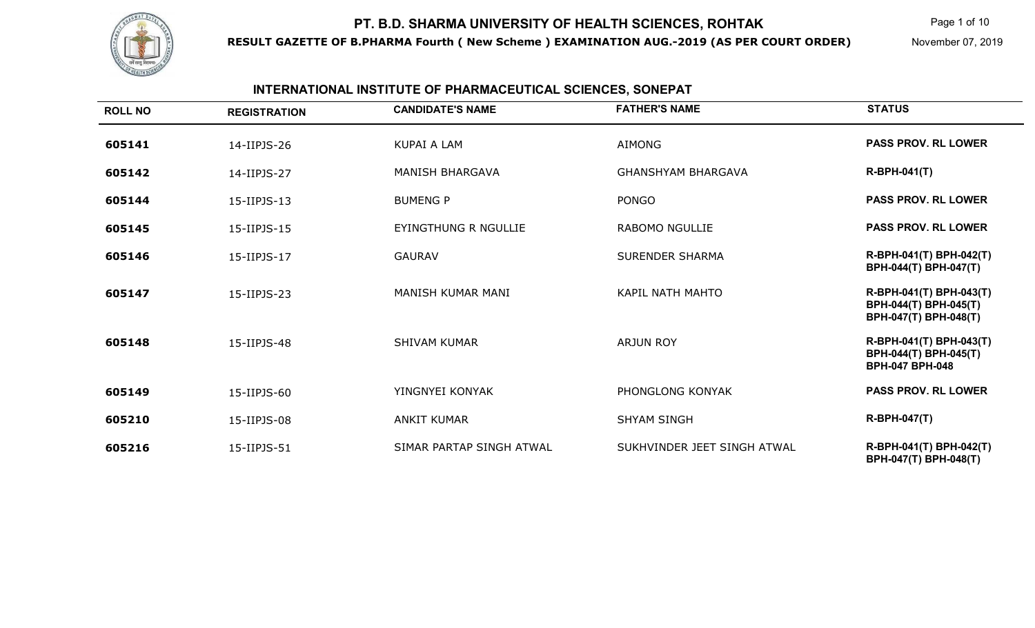# PT. B.D. SHARMA UNIVERSITY OF HEALTH SCIENCES, ROHTAK

**RESULT GAZETTE OF B.PHARMA Fourth ( New Scheme ) EXAMINATION AUG.-2019 (AS PER COURT ORDER)**

November 07, 2019

## INTERNATIONAL INSTITUTE OF PHARMACEUTICAL SCIENCES, SONEPAT

| ROLL NO | REGISTRATION | CANDIDATE'S NAME | FATHER'S NAME | STATUS |
|---|---|---|---|---|
| 605141 | 14-IIPJS-26 | KUPAI A LAM | AIMONG | PASS PROV. RL LOWER |
| 605142 | 14-IIPJS-27 | MANISH BHARGAVA | GHANSHYAM BHARGAVA | R-BPH-041(T) |
| 605144 | 15-IIPJS-13 | BUMENG P | PONGO | PASS PROV. RL LOWER |
| 605145 | 15-IIPJS-15 | EYINGTHUNG R NGULLIE | RABOMO NGULLIE | PASS PROV. RL LOWER |
| 605146 | 15-IIPJS-17 | GAURAV | SURENDER SHARMA | R-BPH-041(T) BPH-042(T) BPH-044(T) BPH-047(T) |
| 605147 | 15-IIPJS-23 | MANISH KUMAR MANI | KAPIL NATH MAHTO | R-BPH-041(T) BPH-043(T) BPH-044(T) BPH-045(T) BPH-047(T) BPH-048(T) |
| 605148 | 15-IIPJS-48 | SHIVAM KUMAR | ARJUN ROY | R-BPH-041(T) BPH-043(T) BPH-044(T) BPH-045(T) BPH-047 BPH-048 |
| 605149 | 15-IIPJS-60 | YINGNYEI KONYAK | PHONGLONG KONYAK | PASS PROV. RL LOWER |
| 605210 | 15-IIPJS-08 | ANKIT KUMAR | SHYAM SINGH | R-BPH-047(T) |
| 605216 | 15-IIPJS-51 | SIMAR PARTAP SINGH ATWAL | SUKHVINDER JEET SINGH ATWAL | R-BPH-041(T) BPH-042(T) BPH-047(T) BPH-048(T) |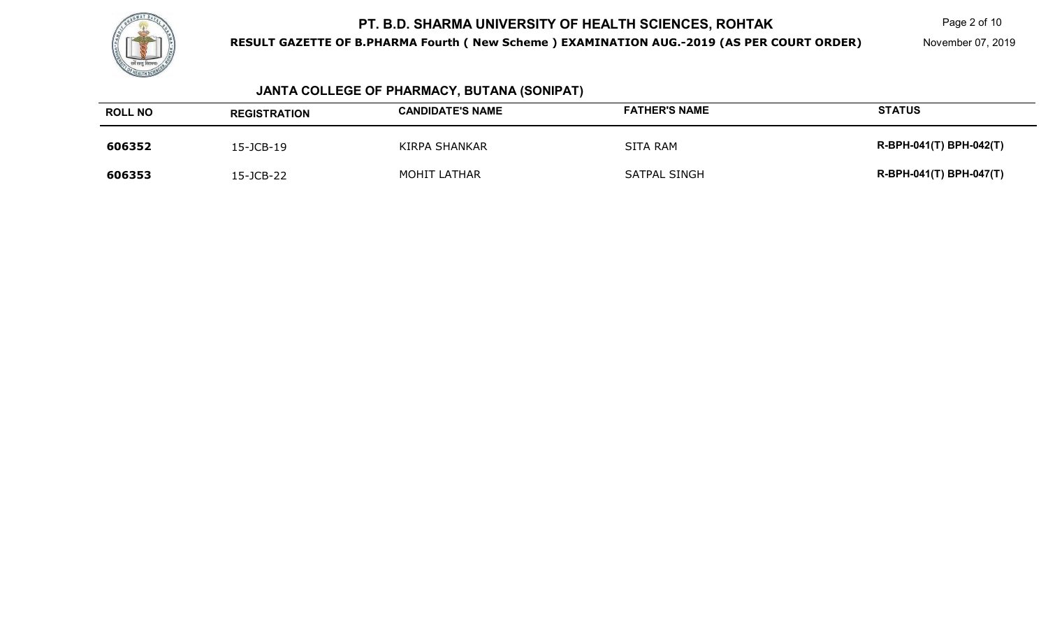## JANTA COLLEGE OF PHARMACY, BUTANA (SONIPAT)

| ROLL NO | REGISTRATION | CANDIDATE'S NAME | FATHER'S NAME | STATUS |
|---|---|---|---|---|
| **606352** | 15-JCB-19 | KIRPA SHANKAR | SITA RAM | **R-BPH-041(T) BPH-042(T)** |
| **606353** | 15-JCB-22 | MOHIT LATHAR | SATPAL SINGH | **R-BPH-041(T) BPH-047(T)** |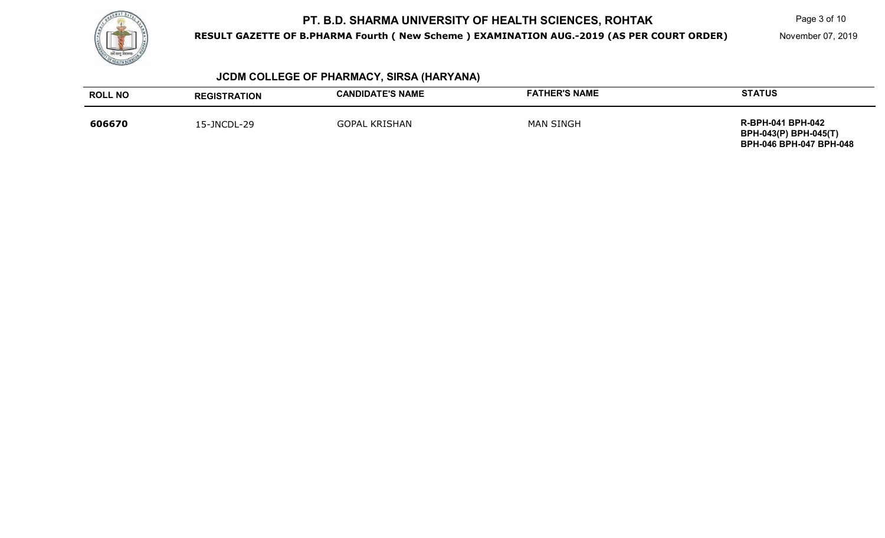## JCDM COLLEGE OF PHARMACY, SIRSA (HARYANA)

| ROLL NO | REGISTRATION | CANDIDATE'S NAME | FATHER'S NAME | STATUS |
|---|---|---|---|---|
| **606670** | 15-JNCDL-29 | GOPAL KRISHAN | MAN SINGH | **R-BPH-041 BPH-042 BPH-043(P) BPH-045(T) BPH-046 BPH-047 BPH-048** |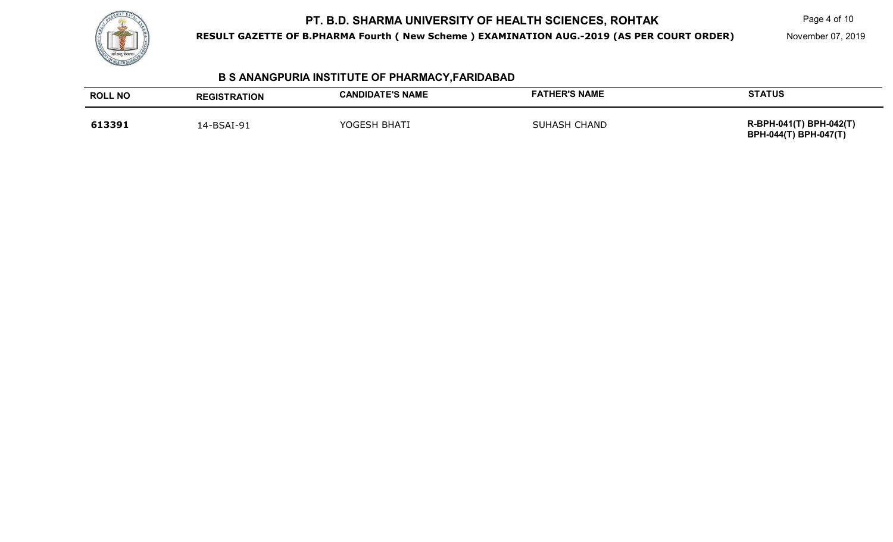## B S ANANGPURIA INSTITUTE OF PHARMACY,FARIDABAD

| ROLL NO | REGISTRATION | CANDIDATE'S NAME | FATHER'S NAME | STATUS |
|---|---|---|---|---|
| **613391** | 14-BSAI-91 | YOGESH BHATI | SUHASH CHAND | **R-BPH-041(T) BPH-042(T) BPH-044(T) BPH-047(T)** |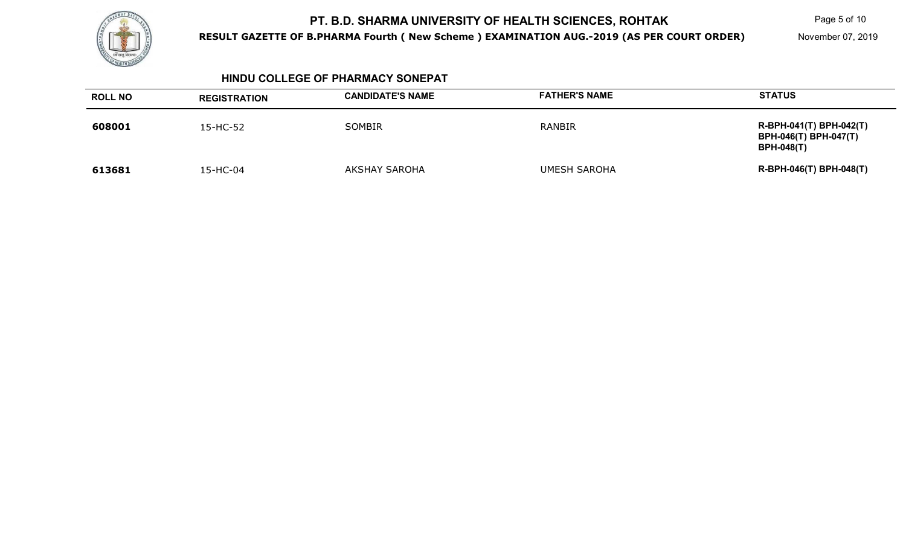# PT. B.D. SHARMA UNIVERSITY OF HEALTH SCIENCES, ROHTAK

**RESULT GAZETTE OF B.PHARMA Fourth ( New Scheme ) EXAMINATION AUG.-2019 (AS PER COURT ORDER)**

November 07, 2019

## HINDU COLLEGE OF PHARMACY SONEPAT

| ROLL NO | REGISTRATION | CANDIDATE'S NAME | FATHER'S NAME | STATUS |
|---|---|---|---|---|
| **608001** | 15-HC-52 | SOMBIR | RANBIR | **R-BPH-041(T) BPH-042(T) BPH-046(T) BPH-047(T) BPH-048(T)** |
| **613681** | 15-HC-04 | AKSHAY SAROHA | UMESH SAROHA | **R-BPH-046(T) BPH-048(T)** |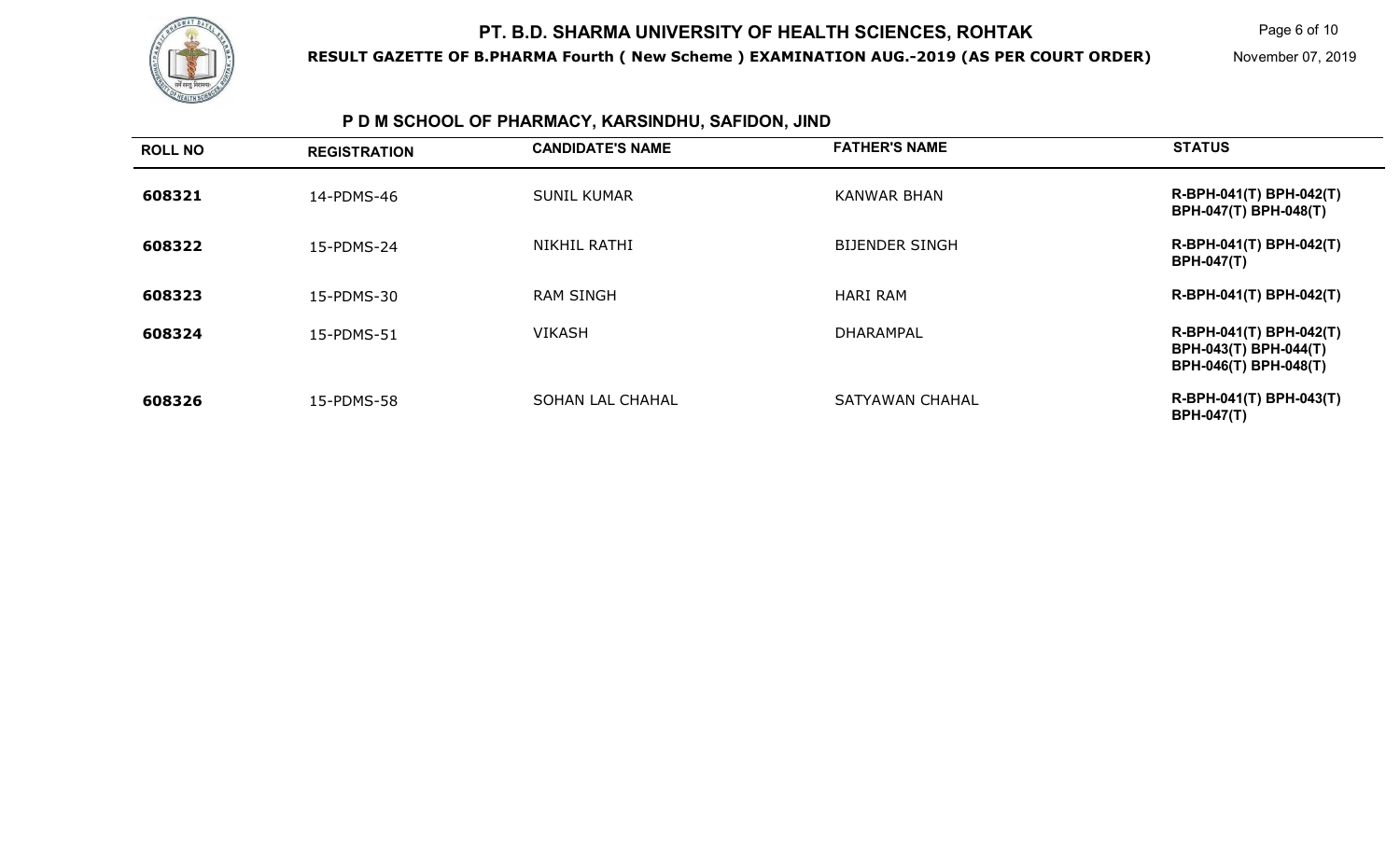# PT. B.D. SHARMA UNIVERSITY OF HEALTH SCIENCES, ROHTAK

**RESULT GAZETTE OF B.PHARMA Fourth ( New Scheme ) EXAMINATION AUG.-2019 (AS PER COURT ORDER)**

November 07, 2019

## P D M SCHOOL OF PHARMACY, KARSINDHU, SAFIDON, JIND

| ROLL NO | REGISTRATION | CANDIDATE'S NAME | FATHER'S NAME | STATUS |
|---|---|---|---|---|
| 608321 | 14-PDMS-46 | SUNIL KUMAR | KANWAR BHAN | R-BPH-041(T) BPH-042(T) BPH-047(T) BPH-048(T) |
| 608322 | 15-PDMS-24 | NIKHIL RATHI | BIJENDER SINGH | R-BPH-041(T) BPH-042(T) BPH-047(T) |
| 608323 | 15-PDMS-30 | RAM SINGH | HARI RAM | R-BPH-041(T) BPH-042(T) |
| 608324 | 15-PDMS-51 | VIKASH | DHARAMPAL | R-BPH-041(T) BPH-042(T) BPH-043(T) BPH-044(T) BPH-046(T) BPH-048(T) |
| 608326 | 15-PDMS-58 | SOHAN LAL CHAHAL | SATYAWAN CHAHAL | R-BPH-041(T) BPH-043(T) BPH-047(T) |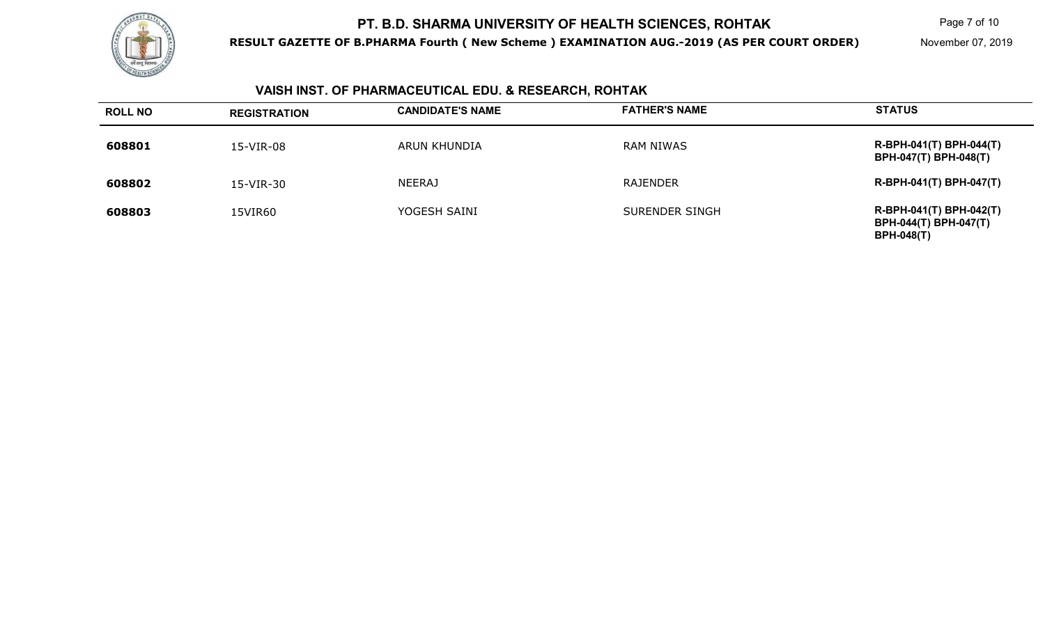# PT. B.D. SHARMA UNIVERSITY OF HEALTH SCIENCES, ROHTAK

**RESULT GAZETTE OF B.PHARMA Fourth ( New Scheme ) EXAMINATION AUG.-2019 (AS PER COURT ORDER)**

November 07, 2019

## VAISH INST. OF PHARMACEUTICAL EDU. & RESEARCH, ROHTAK

| ROLL NO | REGISTRATION | CANDIDATE'S NAME | FATHER'S NAME | STATUS |
|---|---|---|---|---|
| **608801** | 15-VIR-08 | ARUN KHUNDIA | RAM NIWAS | **R-BPH-041(T) BPH-044(T) BPH-047(T) BPH-048(T)** |
| **608802** | 15-VIR-30 | NEERAJ | RAJENDER | **R-BPH-041(T) BPH-047(T)** |
| **608803** | 15VIR60 | YOGESH SAINI | SURENDER SINGH | **R-BPH-041(T) BPH-042(T) BPH-044(T) BPH-047(T) BPH-048(T)** |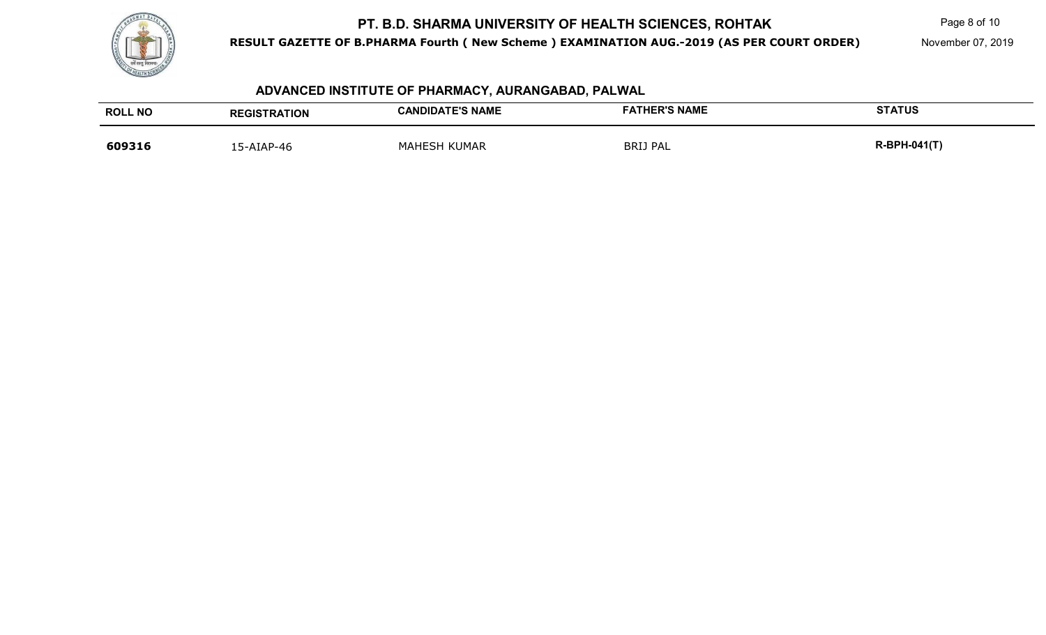# PT. B.D. SHARMA UNIVERSITY OF HEALTH SCIENCES, ROHTAK

**RESULT GAZETTE OF B.PHARMA Fourth ( New Scheme ) EXAMINATION AUG.-2019 (AS PER COURT ORDER)**

November 07, 2019

## ADVANCED INSTITUTE OF PHARMACY, AURANGABAD, PALWAL

| ROLL NO | REGISTRATION | CANDIDATE'S NAME | FATHER'S NAME | STATUS |
|---|---|---|---|---|
| **609316** | 15-AIAP-46 | MAHESH KUMAR | BRIJ PAL | **R-BPH-041(T)** |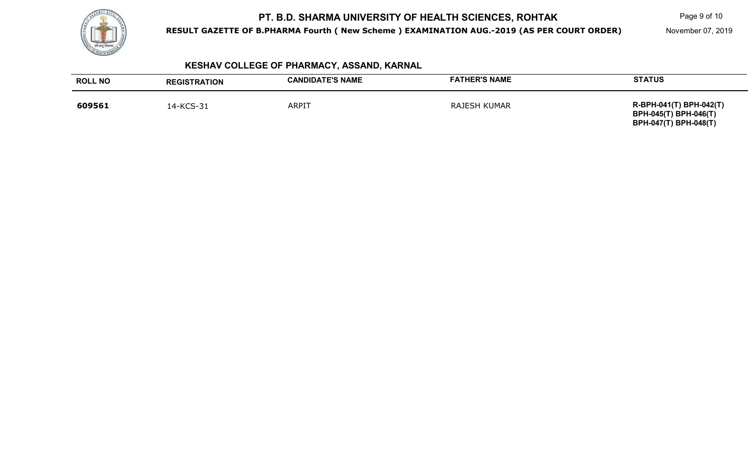# PT. B.D. SHARMA UNIVERSITY OF HEALTH SCIENCES, ROHTAK

**RESULT GAZETTE OF B.PHARMA Fourth ( New Scheme ) EXAMINATION AUG.-2019 (AS PER COURT ORDER)**

November 07, 2019

## KESHAV COLLEGE OF PHARMACY, ASSAND, KARNAL

| ROLL NO | REGISTRATION | CANDIDATE'S NAME | FATHER'S NAME | STATUS |
|---|---|---|---|---|
| **609561** | 14-KCS-31 | ARPIT | RAJESH KUMAR | **R-BPH-041(T) BPH-042(T) BPH-045(T) BPH-046(T) BPH-047(T) BPH-048(T)** |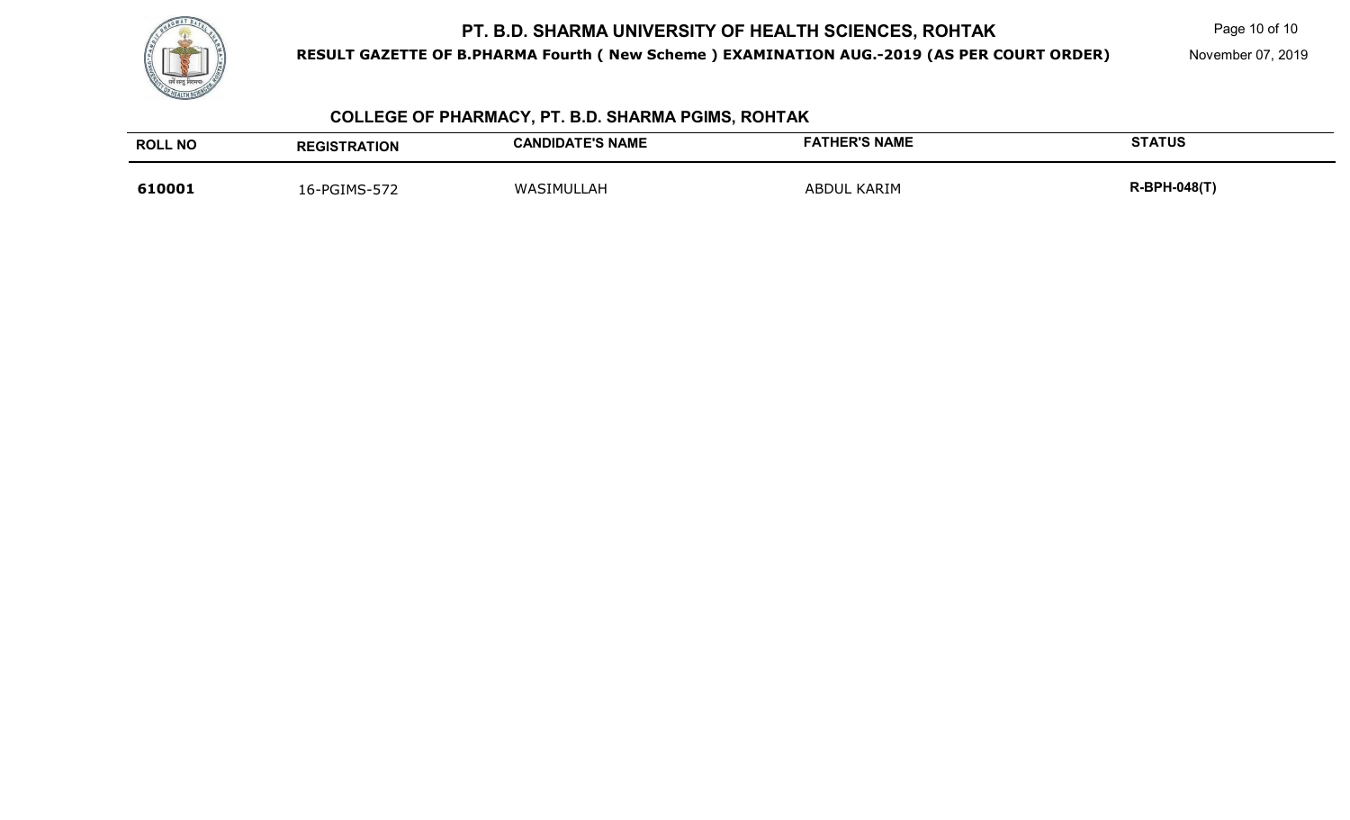## COLLEGE OF PHARMACY, PT. B.D. SHARMA PGIMS, ROHTAK

| ROLL NO | REGISTRATION | CANDIDATE'S NAME | FATHER'S NAME | STATUS |
|---|---|---|---|---|
| **610001** | 16-PGIMS-572 | WASIMULLAH | ABDUL KARIM | **R-BPH-048(T)** |